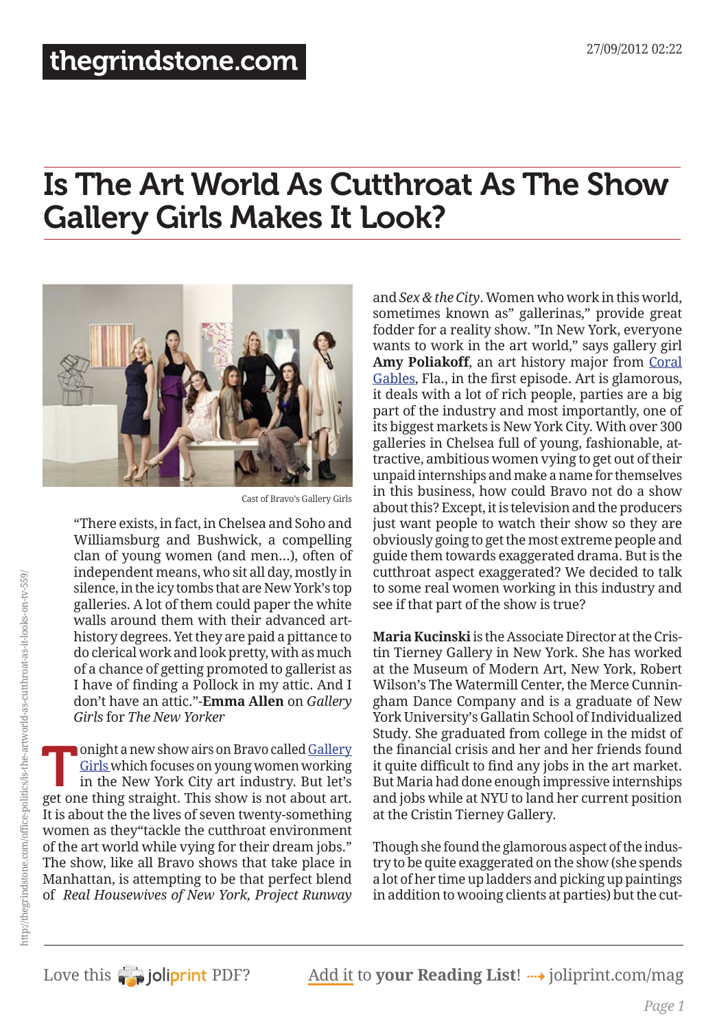# Is The Art World As Cutthroat As The Show Gallery Girls Makes It Look?

Cast of Bravo's Gallery Girls

"There exists, in fact, in Chelsea and Soho and Williamsburg and Bushwick, a compelling clan of young women (and men…), often of independent means, who sit all day, mostly in silence, in the icy tombs that are New York's top galleries. A lot of them could paper the white walls around them with their advanced art-history degrees. Yet they are paid a pittance to do clerical work and look pretty, with as much of a chance of getting promoted to gallerist as I have of finding a Pollock in my attic. And I don't have an attic."-**Emma Allen** on *Gallery Girls* for *The New Yorker*

Tonight a new show airs on Bravo called Gallery Girls which focuses on young women working in the New York City art industry. But let's get one thing straight. This show is not about art. It is about the the lives of seven twenty-something women as they"tackle the cutthroat environment of the art world while vying for their dream jobs." The show, like all Bravo shows that take place in Manhattan, is attempting to be that perfect blend of *Real Housewives of New York, Project Runway* and *Sex & the City*. Women who work in this world, sometimes known as" gallerinas," provide great fodder for a reality show. "In New York, everyone wants to work in the art world," says gallery girl **Amy Poliakoff**, an art history major from Coral Gables, Fla., in the first episode. Art is glamorous, it deals with a lot of rich people, parties are a big part of the industry and most importantly, one of its biggest markets is New York City. With over 300 galleries in Chelsea full of young, fashionable, attractive, ambitious women vying to get out of their unpaid internships and make a name for themselves in this business, how could Bravo not do a show about this? Except, it is television and the producers just want people to watch their show so they are obviously going to get the most extreme people and guide them towards exaggerated drama. But is the cutthroat aspect exaggerated? We decided to talk to some real women working in this industry and see if that part of the show is true?

**Maria Kucinski** is the Associate Director at the Cristin Tierney Gallery in New York. She has worked at the Museum of Modern Art, New York, Robert Wilson's The Watermill Center, the Merce Cunningham Dance Company and is a graduate of New York University's Gallatin School of Individualized Study. She graduated from college in the midst of the financial crisis and her and her friends found it quite difficult to find any jobs in the art market. But Maria had done enough impressive internships and jobs while at NYU to land her current position at the Cristin Tierney Gallery.

Though she found the glamorous aspect of the industry to be quite exaggerated on the show (she spends a lot of her time up ladders and picking up paintings in addition to wooing clients at parties) but the cut-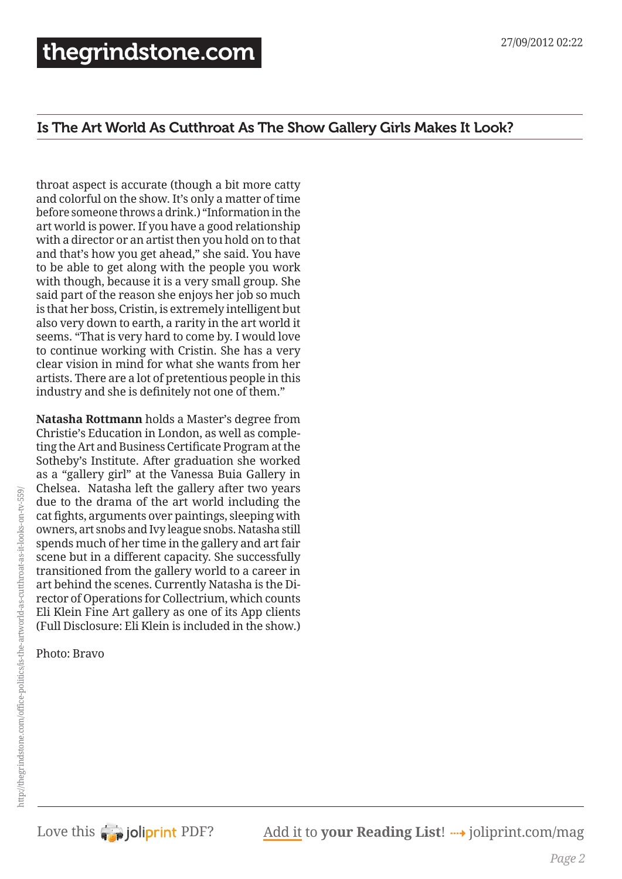throat aspect is accurate (though a bit more catty and colorful on the show. It's only a matter of time before someone throws a drink.) "Information in the art world is power. If you have a good relationship with a director or an artist then you hold on to that and that's how you get ahead," she said. You have to be able to get along with the people you work with though, because it is a very small group. She said part of the reason she enjoys her job so much is that her boss, Cristin, is extremely intelligent but also very down to earth, a rarity in the art world it seems. "That is very hard to come by. I would love to continue working with Cristin. She has a very clear vision in mind for what she wants from her artists. There are a lot of pretentious people in this industry and she is definitely not one of them."

**Natasha Rottmann** holds a Master's degree from Christie's Education in London, as well as completing the Art and Business Certificate Program at the Sotheby's Institute. After graduation she worked as a "gallery girl" at the Vanessa Buia Gallery in Chelsea.  Natasha left the gallery after two years due to the drama of the art world including the cat fights, arguments over paintings, sleeping with owners, art snobs and Ivy league snobs. Natasha still spends much of her time in the gallery and art fair scene but in a different capacity. She successfully transitioned from the gallery world to a career in art behind the scenes. Currently Natasha is the Director of Operations for Collectrium, which counts Eli Klein Fine Art gallery as one of its App clients (Full Disclosure: Eli Klein is included in the show.)

Photo: Bravo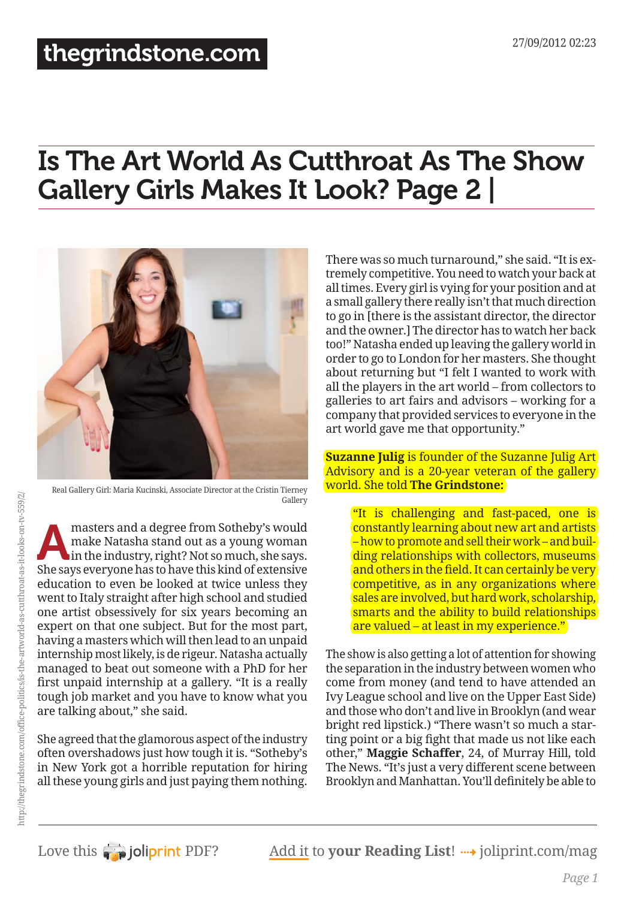# Is The Art World As Cutthroat As The Show Gallery Girls Makes It Look? Page 2 |

Real Gallery Girl: Maria Kucinski, Associate Director at the Cristin Tierney Gallery

A masters and a degree from Sotheby's would make Natasha stand out as a young woman in the industry, right? Not so much, she says. She says everyone has to have this kind of extensive education to even be looked at twice unless they went to Italy straight after high school and studied one artist obsessively for six years becoming an expert on that one subject. But for the most part, having a masters which will then lead to an unpaid internship most likely, is de rigeur. Natasha actually managed to beat out someone with a PhD for her first unpaid internship at a gallery. "It is a really tough job market and you have to know what you are talking about," she said.

She agreed that the glamorous aspect of the industry often overshadows just how tough it is. "Sotheby's in New York got a horrible reputation for hiring all these young girls and just paying them nothing. There was so much turnaround," she said. "It is extremely competitive. You need to watch your back at all times. Every girl is vying for your position and at a small gallery there really isn't that much direction to go in [there is the assistant director, the director and the owner.] The director has to watch her back too!" Natasha ended up leaving the gallery world in order to go to London for her masters. She thought about returning but "I felt I wanted to work with all the players in the art world – from collectors to galleries to art fairs and advisors – working for a company that provided services to everyone in the art world gave me that opportunity."

**Suzanne Julig** is founder of the Suzanne Julig Art Advisory and is a 20-year veteran of the gallery world. She told **The Grindstone:**

> "It is challenging and fast-paced, one is constantly learning about new art and artists – how to promote and sell their work – and building relationships with collectors, museums and others in the field. It can certainly be very competitive, as in any organizations where sales are involved, but hard work, scholarship, smarts and the ability to build relationships are valued – at least in my experience."

The show is also getting a lot of attention for showing the separation in the industry between women who come from money (and tend to have attended an Ivy League school and live on the Upper East Side) and those who don't and live in Brooklyn (and wear bright red lipstick.) "There wasn't so much a starting point or a big fight that made us not like each other," **Maggie Schaffer**, 24, of Murray Hill, told The News. "It's just a very different scene between Brooklyn and Manhattan. You'll definitely be able to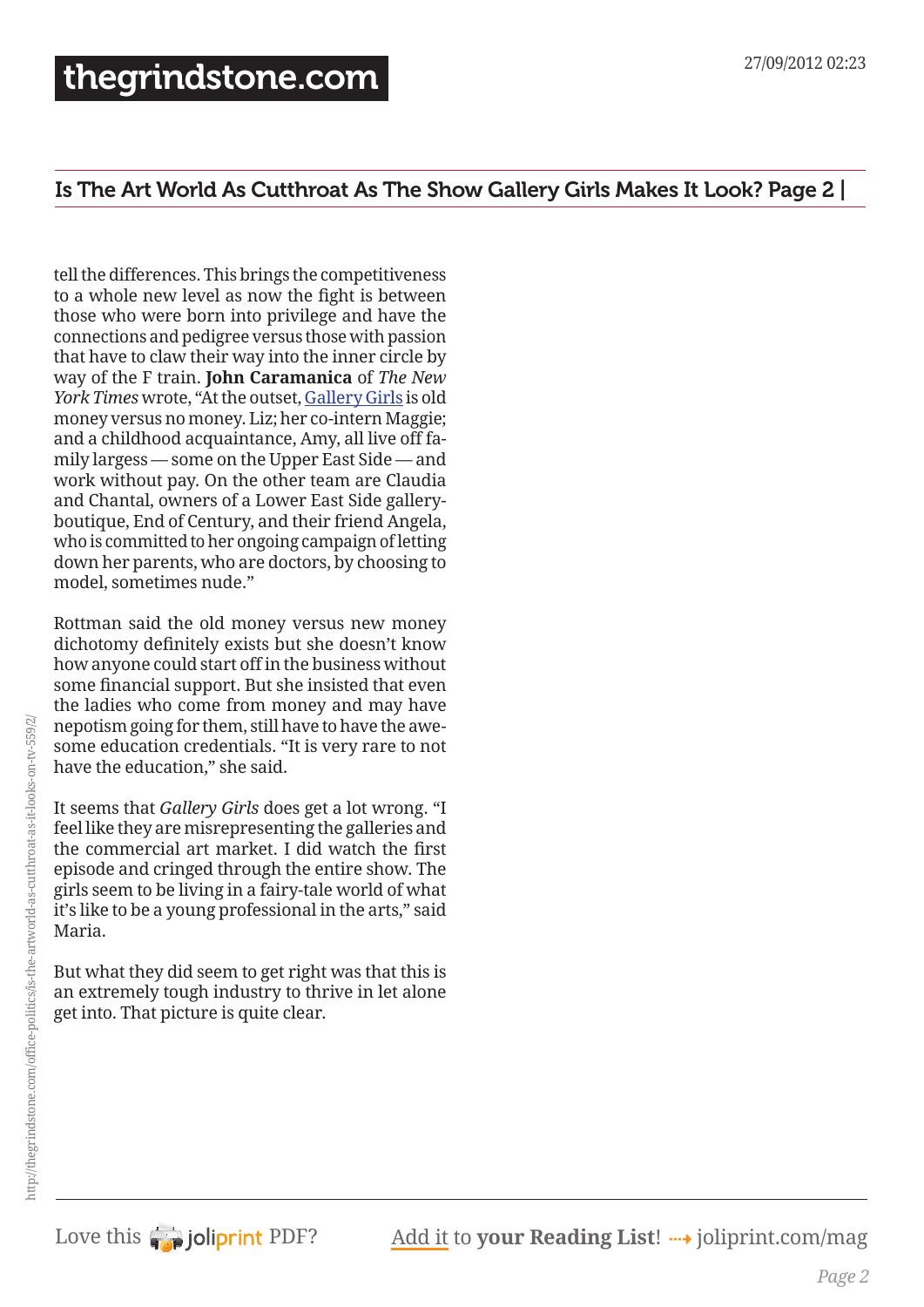tell the differences. This brings the competitiveness to a whole new level as now the fight is between those who were born into privilege and have the connections and pedigree versus those with passion that have to claw their way into the inner circle by way of the F train. **John Caramanica** of *The New York Times* wrote, "At the outset, Gallery Girls is old money versus no money. Liz; her co-intern Maggie; and a childhood acquaintance, Amy, all live off family largess — some on the Upper East Side — and work without pay. On the other team are Claudia and Chantal, owners of a Lower East Side gallery-boutique, End of Century, and their friend Angela, who is committed to her ongoing campaign of letting down her parents, who are doctors, by choosing to model, sometimes nude."

Rottman said the old money versus new money dichotomy definitely exists but she doesn't know how anyone could start off in the business without some financial support. But she insisted that even the ladies who come from money and may have nepotism going for them, still have to have the awesome education credentials. "It is very rare to not have the education," she said.

It seems that *Gallery Girls* does get a lot wrong. "I feel like they are misrepresenting the galleries and the commercial art market. I did watch the first episode and cringed through the entire show. The girls seem to be living in a fairy-tale world of what it's like to be a young professional in the arts," said Maria.

But what they did seem to get right was that this is an extremely tough industry to thrive in let alone get into. That picture is quite clear.